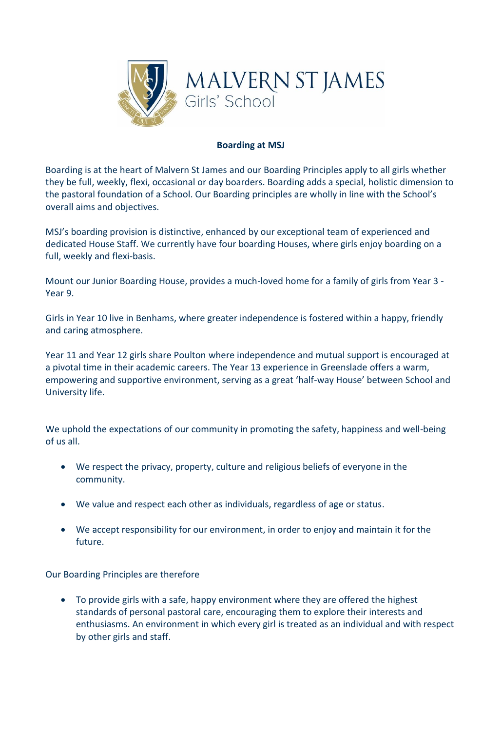MALVERN ST JAMES
Girls' School

## Boarding at MSJ

Boarding is at the heart of Malvern St James and our Boarding Principles apply to all girls whether they be full, weekly, flexi, occasional or day boarders. Boarding adds a special, holistic dimension to the pastoral foundation of a School. Our Boarding principles are wholly in line with the School's overall aims and objectives.

MSJ's boarding provision is distinctive, enhanced by our exceptional team of experienced and dedicated House Staff. We currently have four boarding Houses, where girls enjoy boarding on a full, weekly and flexi-basis.

Mount our Junior Boarding House, provides a much-loved home for a family of girls from Year 3 - Year 9.

Girls in Year 10 live in Benhams, where greater independence is fostered within a happy, friendly and caring atmosphere.

Year 11 and Year 12 girls share Poulton where independence and mutual support is encouraged at a pivotal time in their academic careers. The Year 13 experience in Greenslade offers a warm, empowering and supportive environment, serving as a great 'half-way House' between School and University life.

We uphold the expectations of our community in promoting the safety, happiness and well-being of us all.

- We respect the privacy, property, culture and religious beliefs of everyone in the community.
- We value and respect each other as individuals, regardless of age or status.
- We accept responsibility for our environment, in order to enjoy and maintain it for the future.

Our Boarding Principles are therefore

- To provide girls with a safe, happy environment where they are offered the highest standards of personal pastoral care, encouraging them to explore their interests and enthusiasms. An environment in which every girl is treated as an individual and with respect by other girls and staff.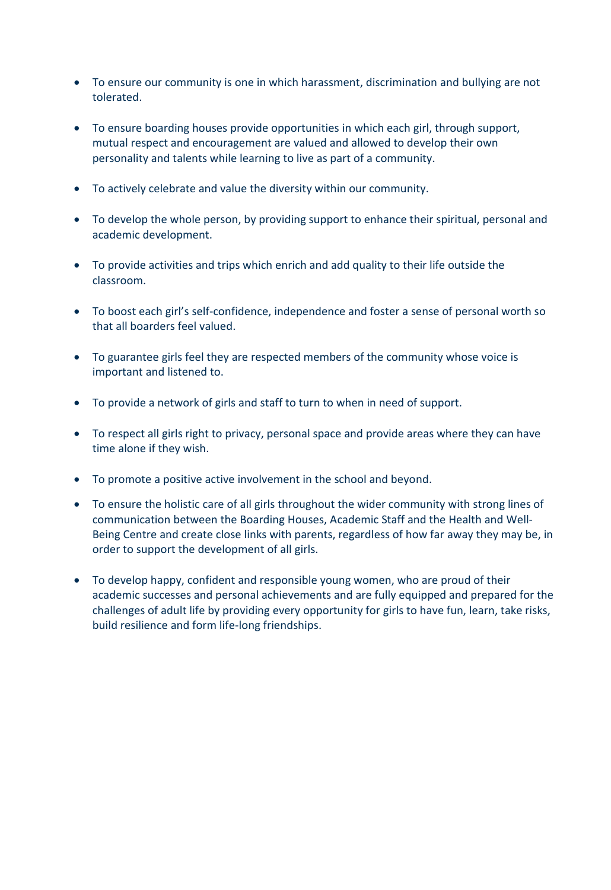- To ensure our community is one in which harassment, discrimination and bullying are not tolerated.

- To ensure boarding houses provide opportunities in which each girl, through support, mutual respect and encouragement are valued and allowed to develop their own personality and talents while learning to live as part of a community.

- To actively celebrate and value the diversity within our community.

- To develop the whole person, by providing support to enhance their spiritual, personal and academic development.

- To provide activities and trips which enrich and add quality to their life outside the classroom.

- To boost each girl's self-confidence, independence and foster a sense of personal worth so that all boarders feel valued.

- To guarantee girls feel they are respected members of the community whose voice is important and listened to.

- To provide a network of girls and staff to turn to when in need of support.

- To respect all girls right to privacy, personal space and provide areas where they can have time alone if they wish.

- To promote a positive active involvement in the school and beyond.

- To ensure the holistic care of all girls throughout the wider community with strong lines of communication between the Boarding Houses, Academic Staff and the Health and Well-Being Centre and create close links with parents, regardless of how far away they may be, in order to support the development of all girls.

- To develop happy, confident and responsible young women, who are proud of their academic successes and personal achievements and are fully equipped and prepared for the challenges of adult life by providing every opportunity for girls to have fun, learn, take risks, build resilience and form life-long friendships.